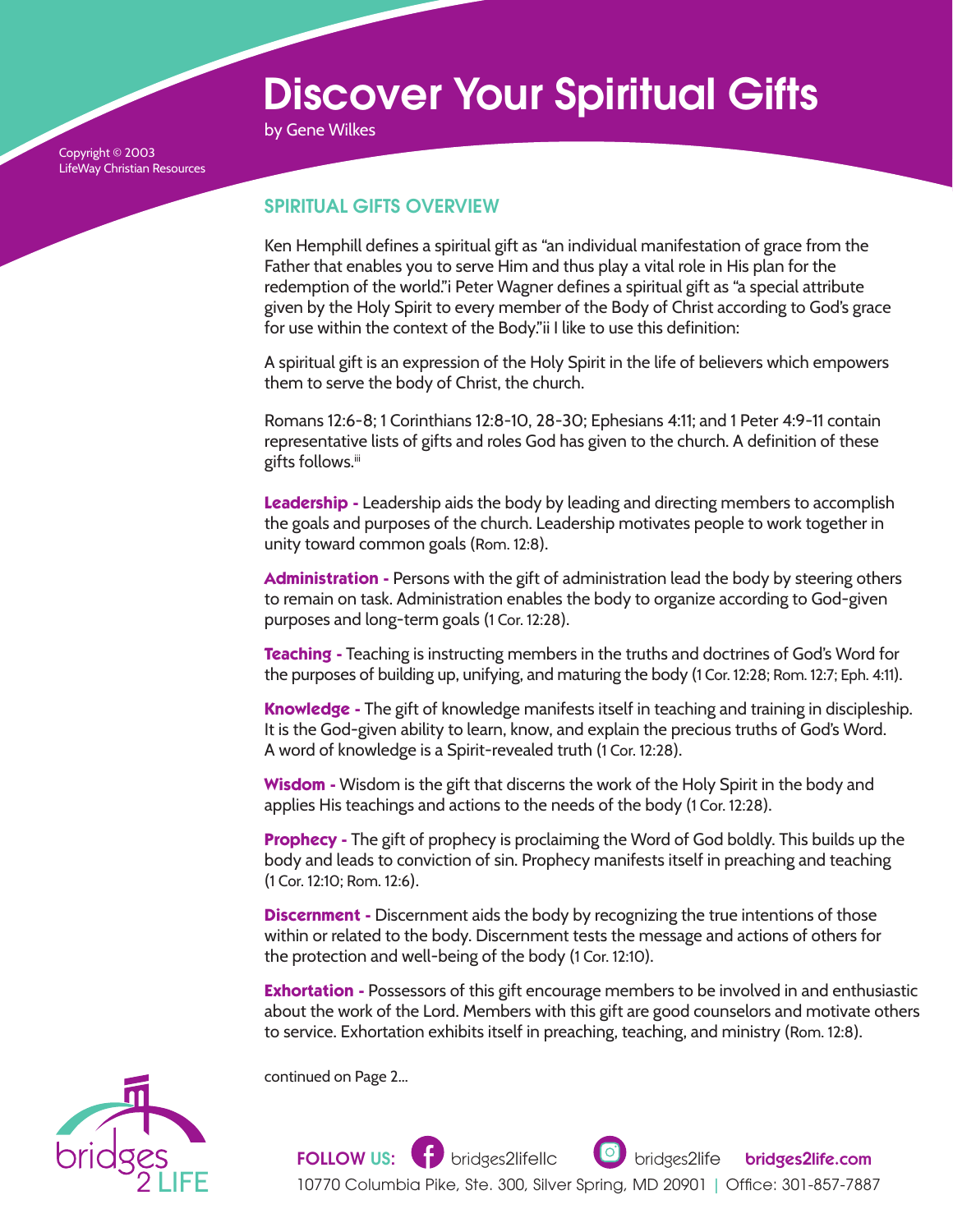# Discover Your Spiritual Gifts

by Gene Wilkes

Copyright © 2003
LifeWay Christian Resources

## SPIRITUAL GIFTS OVERVIEW

Ken Hemphill defines a spiritual gift as "an individual manifestation of grace from the Father that enables you to serve Him and thus play a vital role in His plan for the redemption of the world."i Peter Wagner defines a spiritual gift as "a special attribute given by the Holy Spirit to every member of the Body of Christ according to God's grace for use within the context of the Body."ii I like to use this definition:

A spiritual gift is an expression of the Holy Spirit in the life of believers which empowers them to serve the body of Christ, the church.

Romans 12:6-8; 1 Corinthians 12:8-10, 28-30; Ephesians 4:11; and 1 Peter 4:9-11 contain representative lists of gifts and roles God has given to the church. A definition of these gifts follows.[iii]

**Leadership -** Leadership aids the body by leading and directing members to accomplish the goals and purposes of the church. Leadership motivates people to work together in unity toward common goals (Rom. 12:8).

**Administration -** Persons with the gift of administration lead the body by steering others to remain on task. Administration enables the body to organize according to God-given purposes and long-term goals (1 Cor. 12:28).

**Teaching -** Teaching is instructing members in the truths and doctrines of God's Word for the purposes of building up, unifying, and maturing the body (1 Cor. 12:28; Rom. 12:7; Eph. 4:11).

**Knowledge -** The gift of knowledge manifests itself in teaching and training in discipleship. It is the God-given ability to learn, know, and explain the precious truths of God's Word. A word of knowledge is a Spirit-revealed truth (1 Cor. 12:28).

**Wisdom -** Wisdom is the gift that discerns the work of the Holy Spirit in the body and applies His teachings and actions to the needs of the body (1 Cor. 12:28).

**Prophecy -** The gift of prophecy is proclaiming the Word of God boldly. This builds up the body and leads to conviction of sin. Prophecy manifests itself in preaching and teaching (1 Cor. 12:10; Rom. 12:6).

**Discernment -** Discernment aids the body by recognizing the true intentions of those within or related to the body. Discernment tests the message and actions of others for the protection and well-being of the body (1 Cor. 12:10).

**Exhortation -** Possessors of this gift encourage members to be involved in and enthusiastic about the work of the Lord. Members with this gift are good counselors and motivate others to service. Exhortation exhibits itself in preaching, teaching, and ministry (Rom. 12:8).

continued on Page 2...

FOLLOW US: bridges2lifellc bridges2life **bridges2life.com**
10770 Columbia Pike, Ste. 300, Silver Spring, MD 20901 | Office: 301-857-7887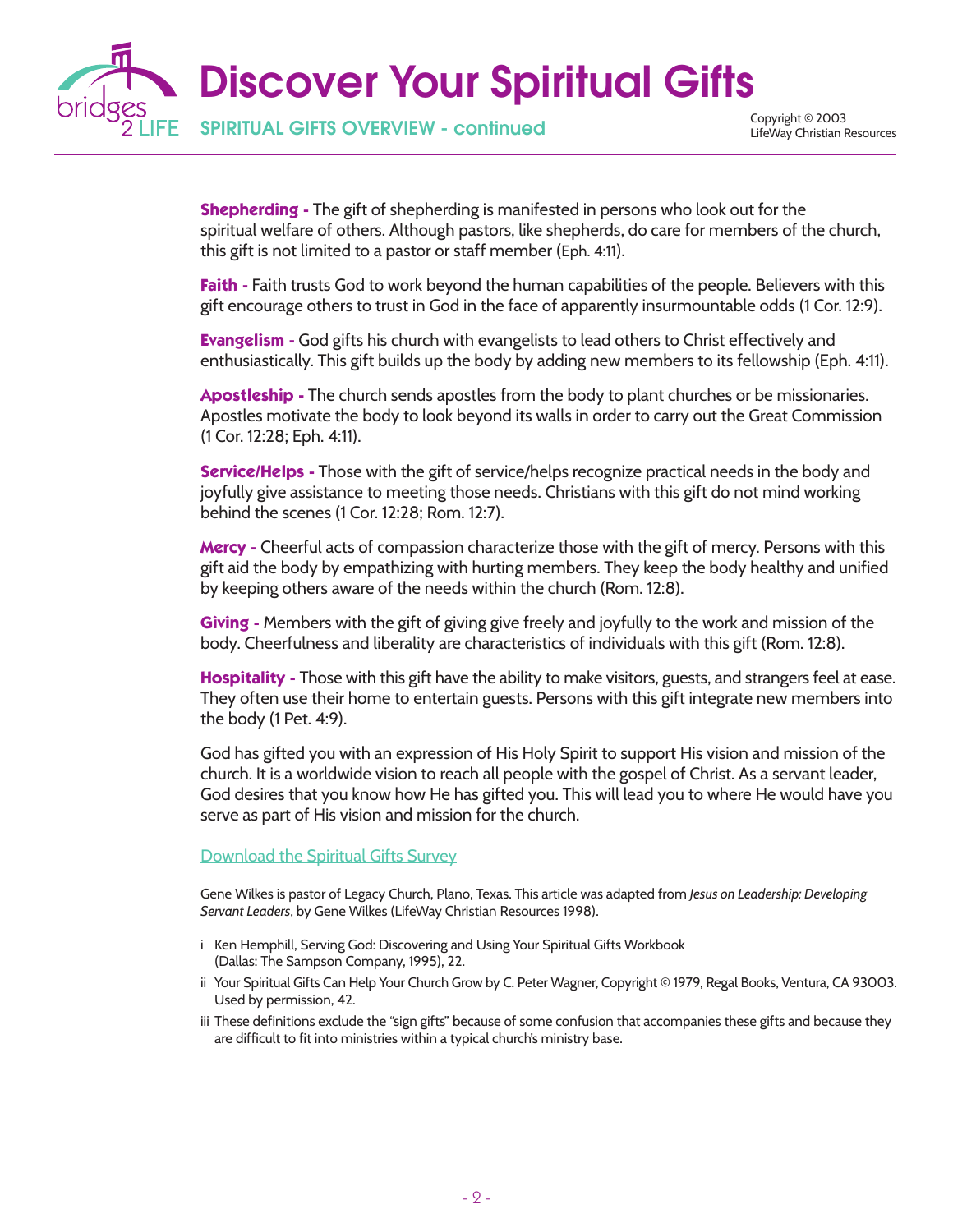**Shepherding -** The gift of shepherding is manifested in persons who look out for the spiritual welfare of others. Although pastors, like shepherds, do care for members of the church, this gift is not limited to a pastor or staff member (Eph. 4:11).

**Faith -** Faith trusts God to work beyond the human capabilities of the people. Believers with this gift encourage others to trust in God in the face of apparently insurmountable odds (1 Cor. 12:9).

**Evangelism -** God gifts his church with evangelists to lead others to Christ effectively and enthusiastically. This gift builds up the body by adding new members to its fellowship (Eph. 4:11).

**Apostleship -** The church sends apostles from the body to plant churches or be missionaries. Apostles motivate the body to look beyond its walls in order to carry out the Great Commission (1 Cor. 12:28; Eph. 4:11).

**Service/Helps -** Those with the gift of service/helps recognize practical needs in the body and joyfully give assistance to meeting those needs. Christians with this gift do not mind working behind the scenes (1 Cor. 12:28; Rom. 12:7).

**Mercy -** Cheerful acts of compassion characterize those with the gift of mercy. Persons with this gift aid the body by empathizing with hurting members. They keep the body healthy and unified by keeping others aware of the needs within the church (Rom. 12:8).

**Giving -** Members with the gift of giving give freely and joyfully to the work and mission of the body. Cheerfulness and liberality are characteristics of individuals with this gift (Rom. 12:8).

**Hospitality -** Those with this gift have the ability to make visitors, guests, and strangers feel at ease. They often use their home to entertain guests. Persons with this gift integrate new members into the body (1 Pet. 4:9).

God has gifted you with an expression of His Holy Spirit to support His vision and mission of the church. It is a worldwide vision to reach all people with the gospel of Christ. As a servant leader, God desires that you know how He has gifted you. This will lead you to where He would have you serve as part of His vision and mission for the church.

Download the Spiritual Gifts Survey

Gene Wilkes is pastor of Legacy Church, Plano, Texas. This article was adapted from *Jesus on Leadership: Developing Servant Leaders*, by Gene Wilkes (LifeWay Christian Resources 1998).

i Ken Hemphill, Serving God: Discovering and Using Your Spiritual Gifts Workbook (Dallas: The Sampson Company, 1995), 22.

ii Your Spiritual Gifts Can Help Your Church Grow by C. Peter Wagner, Copyright © 1979, Regal Books, Ventura, CA 93003. Used by permission, 42.

iii These definitions exclude the "sign gifts" because of some confusion that accompanies these gifts and because they are difficult to fit into ministries within a typical church's ministry base.